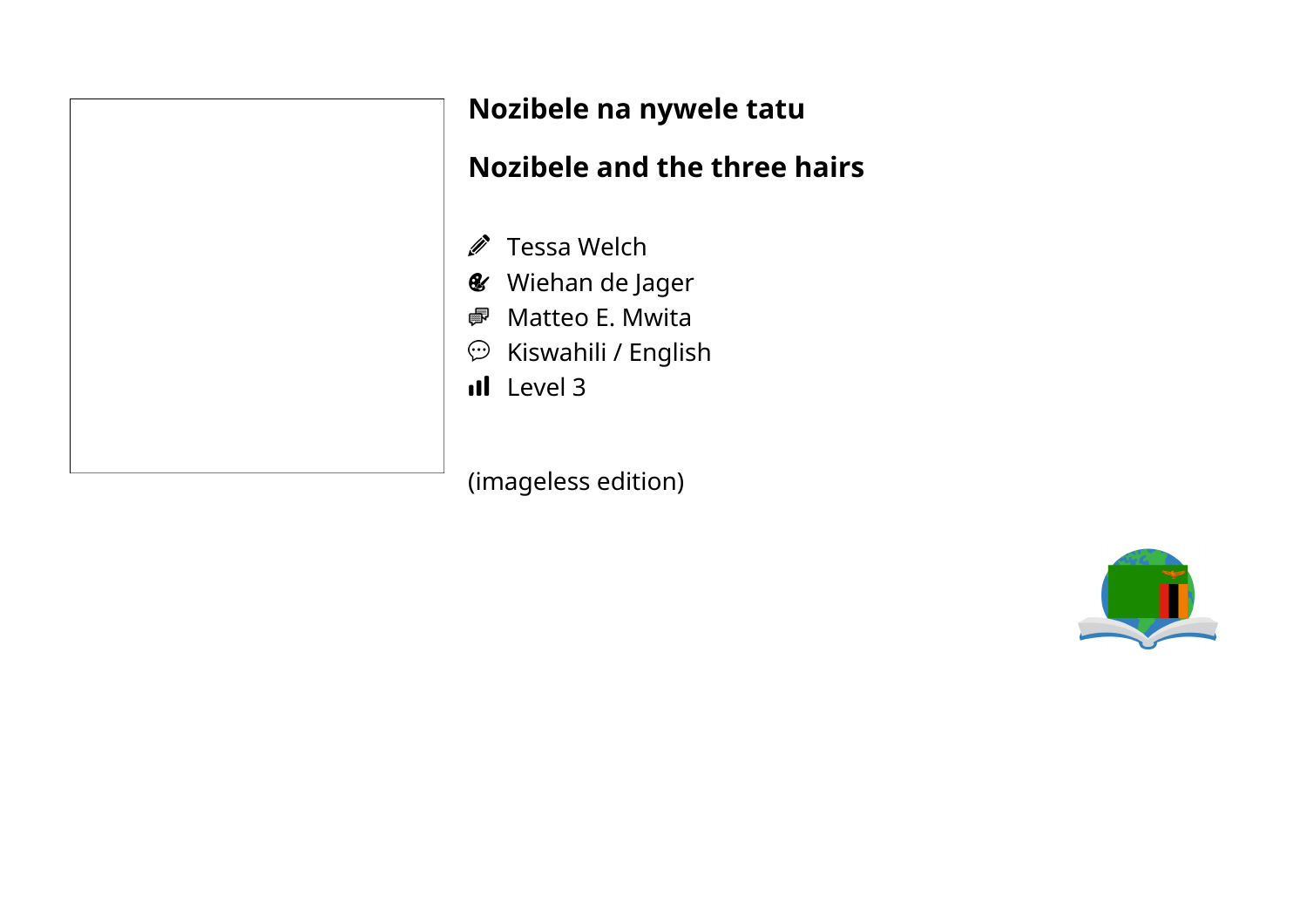# Nozibele na nywele tatu

# Nozibele and the three hairs

- Tessa Welch
- Wiehan de Jager
- Matteo E. Mwita
- Kiswahili / English
- Level 3

(imageless edition)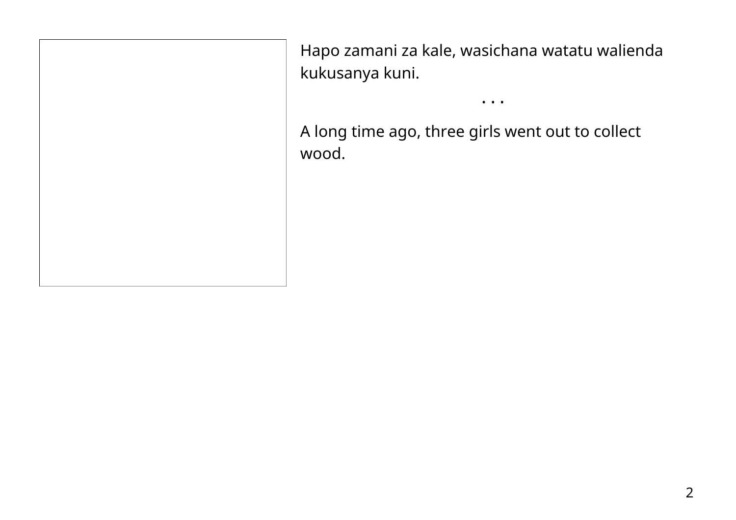Hapo zamani za kale, wasichana watatu walienda kukusanya kuni.

· · ·

A long time ago, three girls went out to collect wood.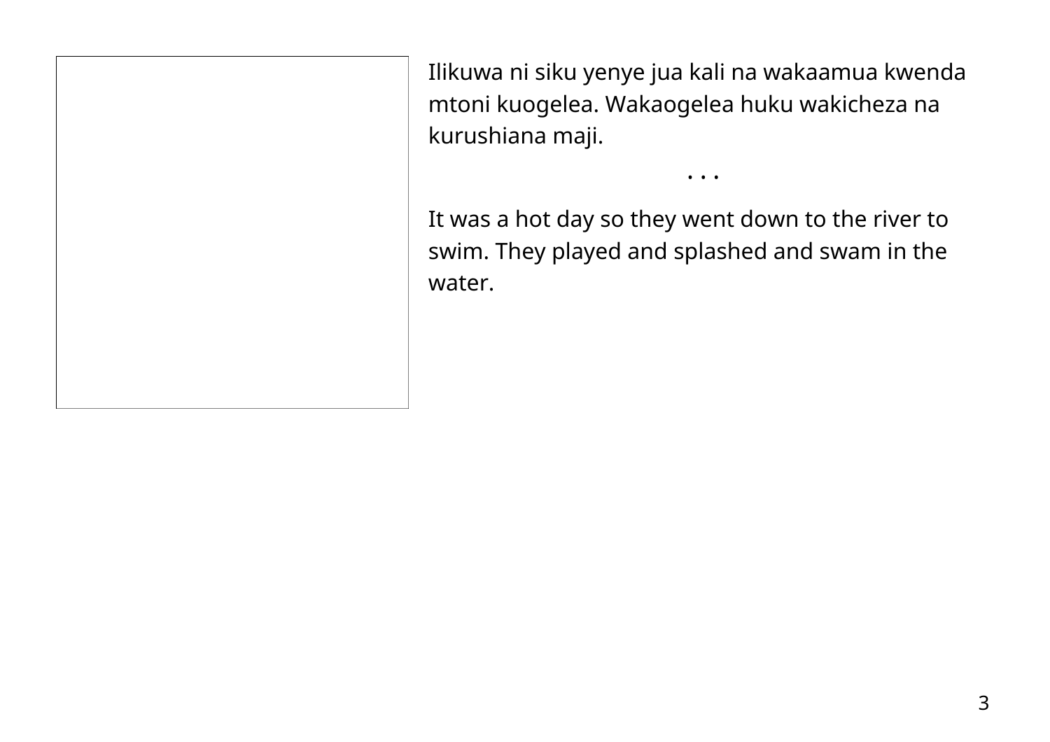Ilikuwa ni siku yenye jua kali na wakaamua kwenda mtoni kuogelea. Wakaogelea huku wakicheza na kurushiana maji.

• • •

It was a hot day so they went down to the river to swim. They played and splashed and swam in the water.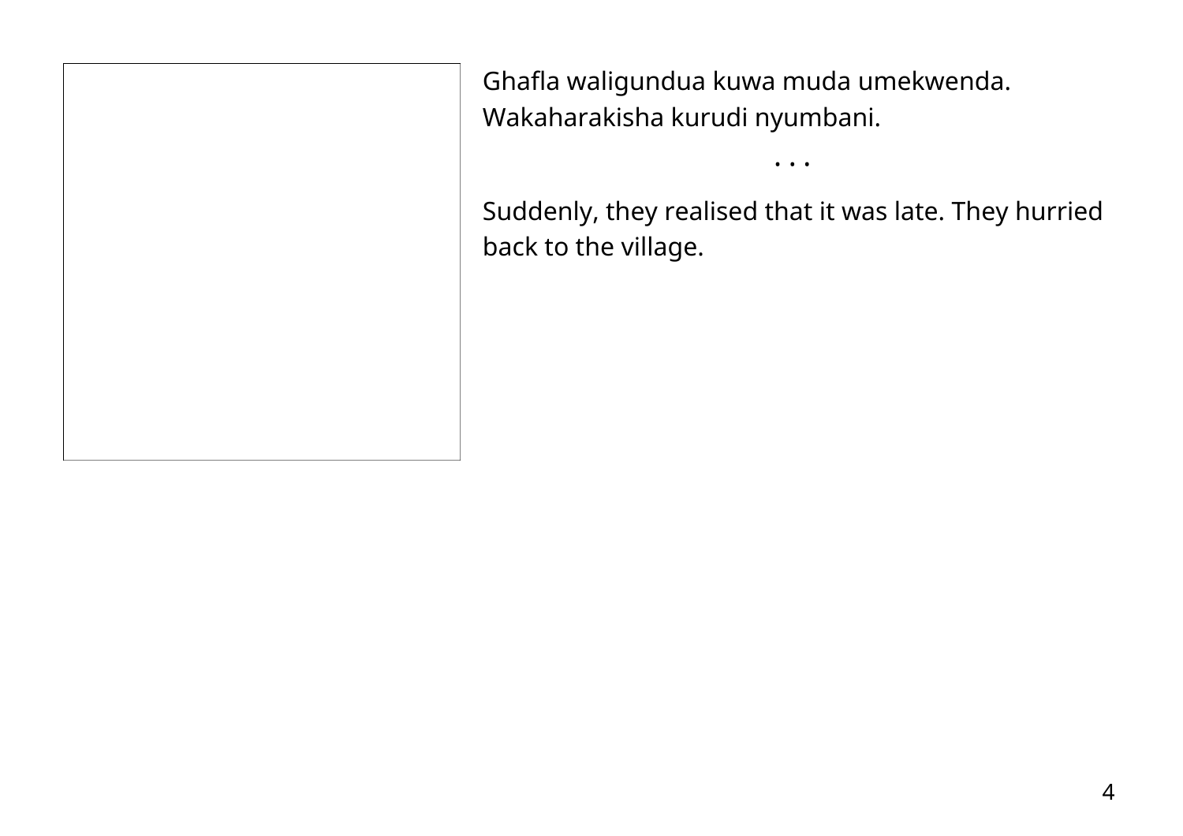Ghafla waligundua kuwa muda umekwenda. Wakaharakisha kurudi nyumbani.

• • •

Suddenly, they realised that it was late. They hurried back to the village.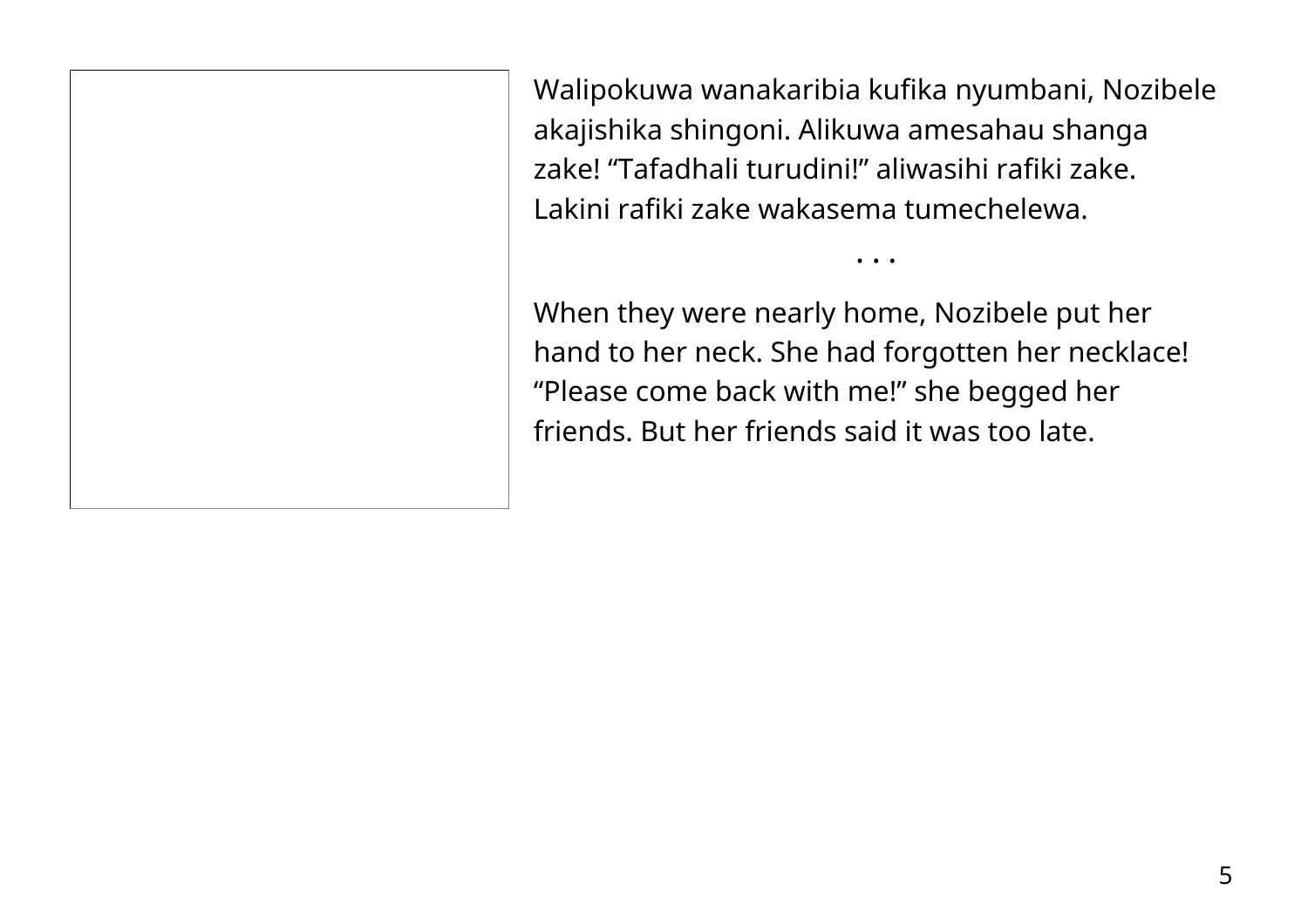Walipokuwa wanakaribia kufika nyumbani, Nozibele akajishika shingoni. Alikuwa amesahau shanga zake! “Tafadhali turudini!” aliwasihi rafiki zake. Lakini rafiki zake wakasema tumechelewa.

• • •

When they were nearly home, Nozibele put her hand to her neck. She had forgotten her necklace! “Please come back with me!” she begged her friends. But her friends said it was too late.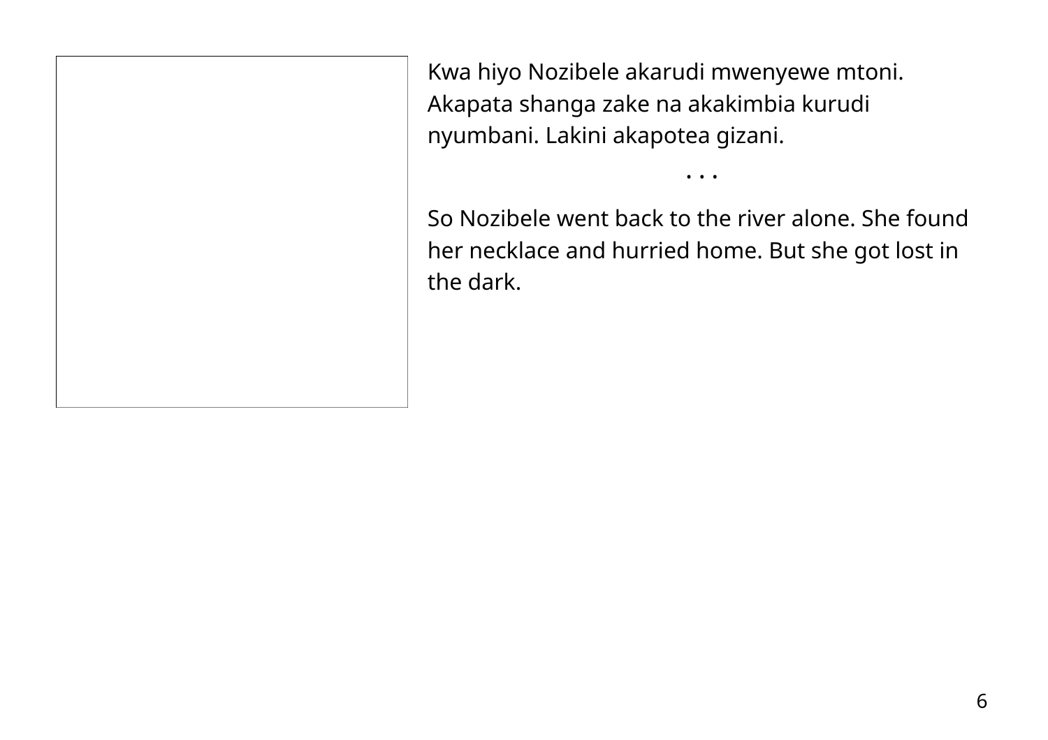Kwa hiyo Nozibele akarudi mwenyewe mtoni. Akapata shanga zake na akakimbia kurudi nyumbani. Lakini akapotea gizani.

. . .

So Nozibele went back to the river alone. She found her necklace and hurried home. But she got lost in the dark.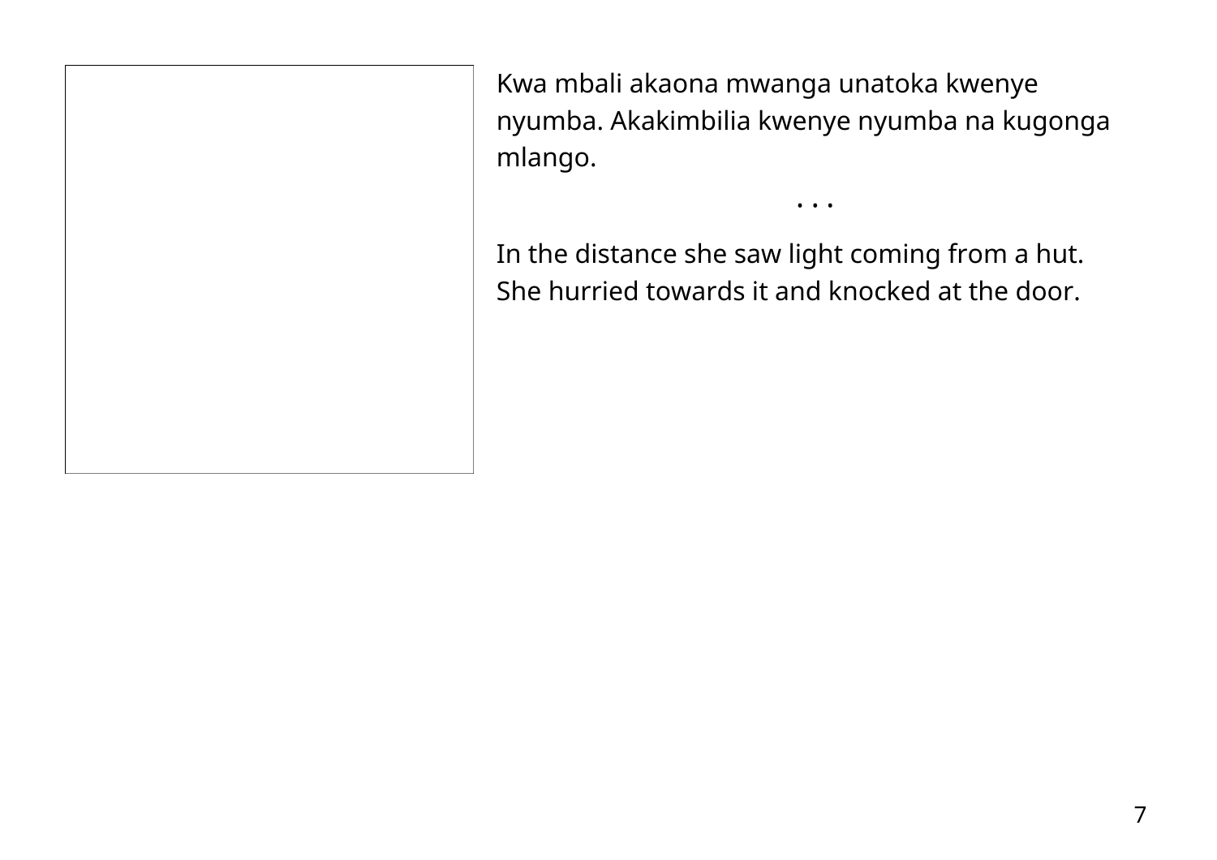Kwa mbali akaona mwanga unatoka kwenye nyumba. Akakimbilia kwenye nyumba na kugonga mlango.

• • •

In the distance she saw light coming from a hut. She hurried towards it and knocked at the door.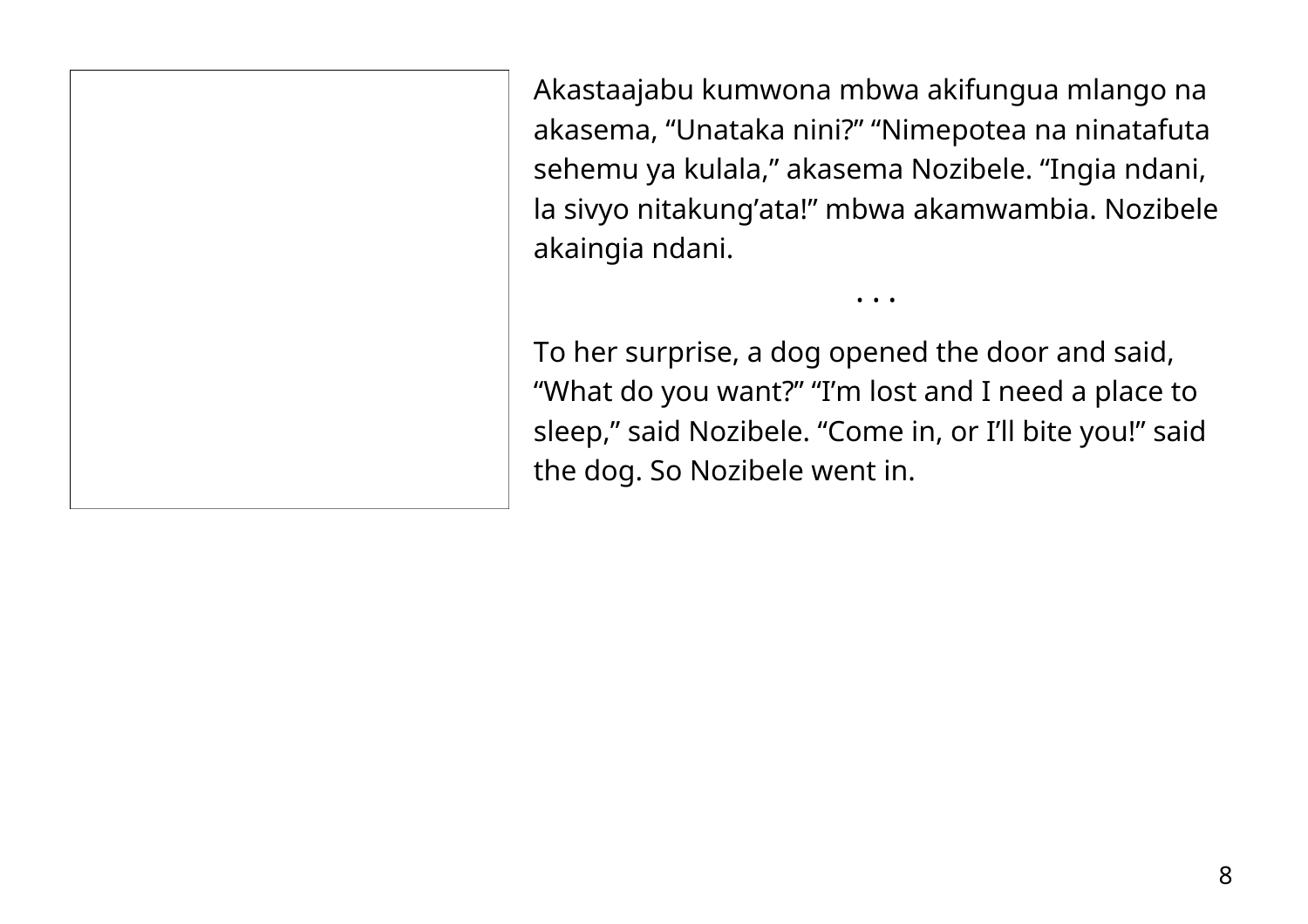Akastaajabu kumwona mbwa akifungua mlango na akasema, “Unataka nini?” “Nimepotea na ninatafuta sehemu ya kulala,” akasema Nozibele. “Ingia ndani, la sivyo nitakung’ata!” mbwa akamwambia. Nozibele akaingia ndani.

• • •

To her surprise, a dog opened the door and said, “What do you want?” “I’m lost and I need a place to sleep,” said Nozibele. “Come in, or I’ll bite you!” said the dog. So Nozibele went in.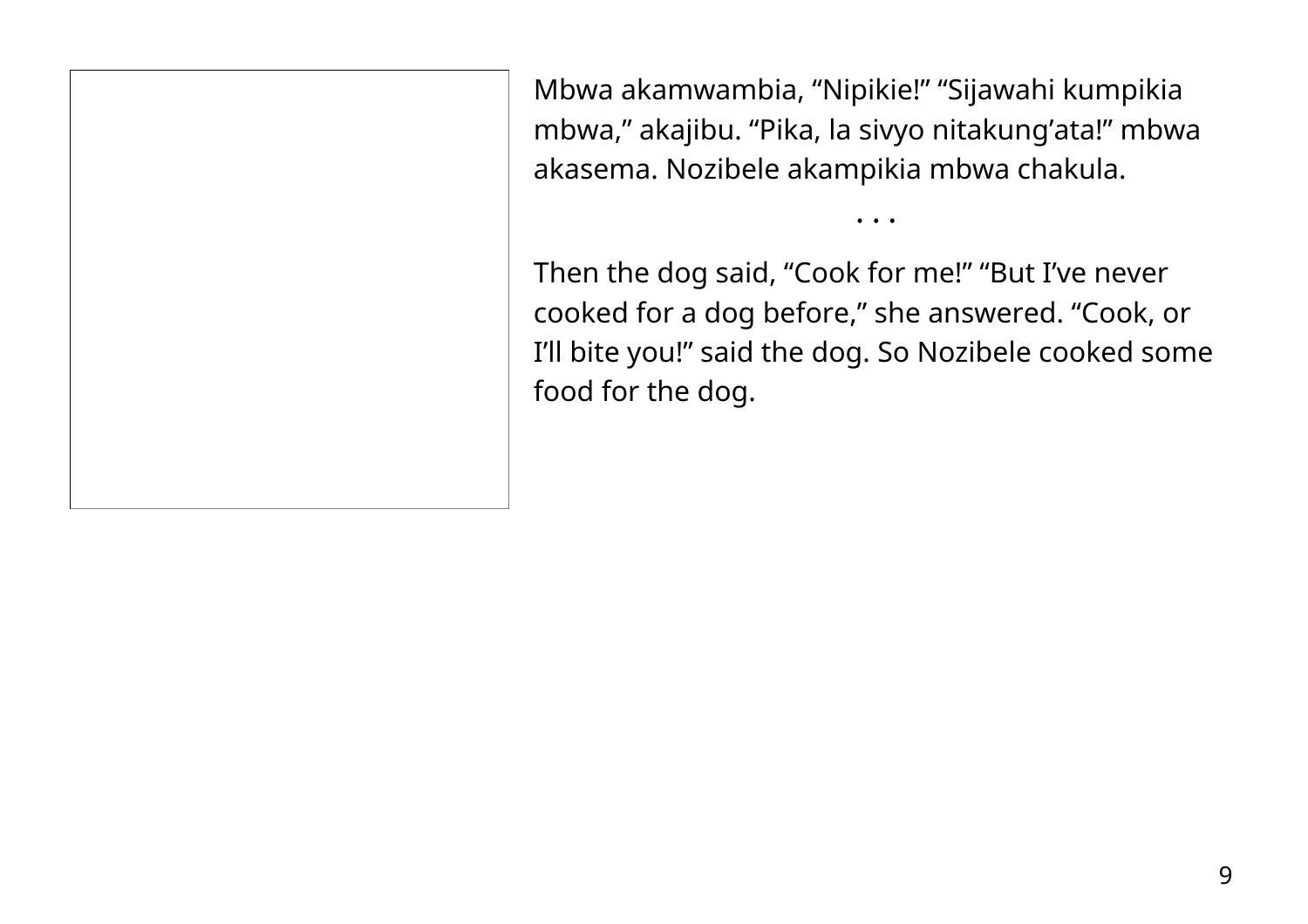Mbwa akamwambia, “Nipikie!” “Sijawahi kumpikia mbwa,” akajibu. “Pika, la sivyo nitakung’ata!” mbwa akasema. Nozibele akampikia mbwa chakula.

• • •

Then the dog said, “Cook for me!” “But I’ve never cooked for a dog before,” she answered. “Cook, or I’ll bite you!” said the dog. So Nozibele cooked some food for the dog.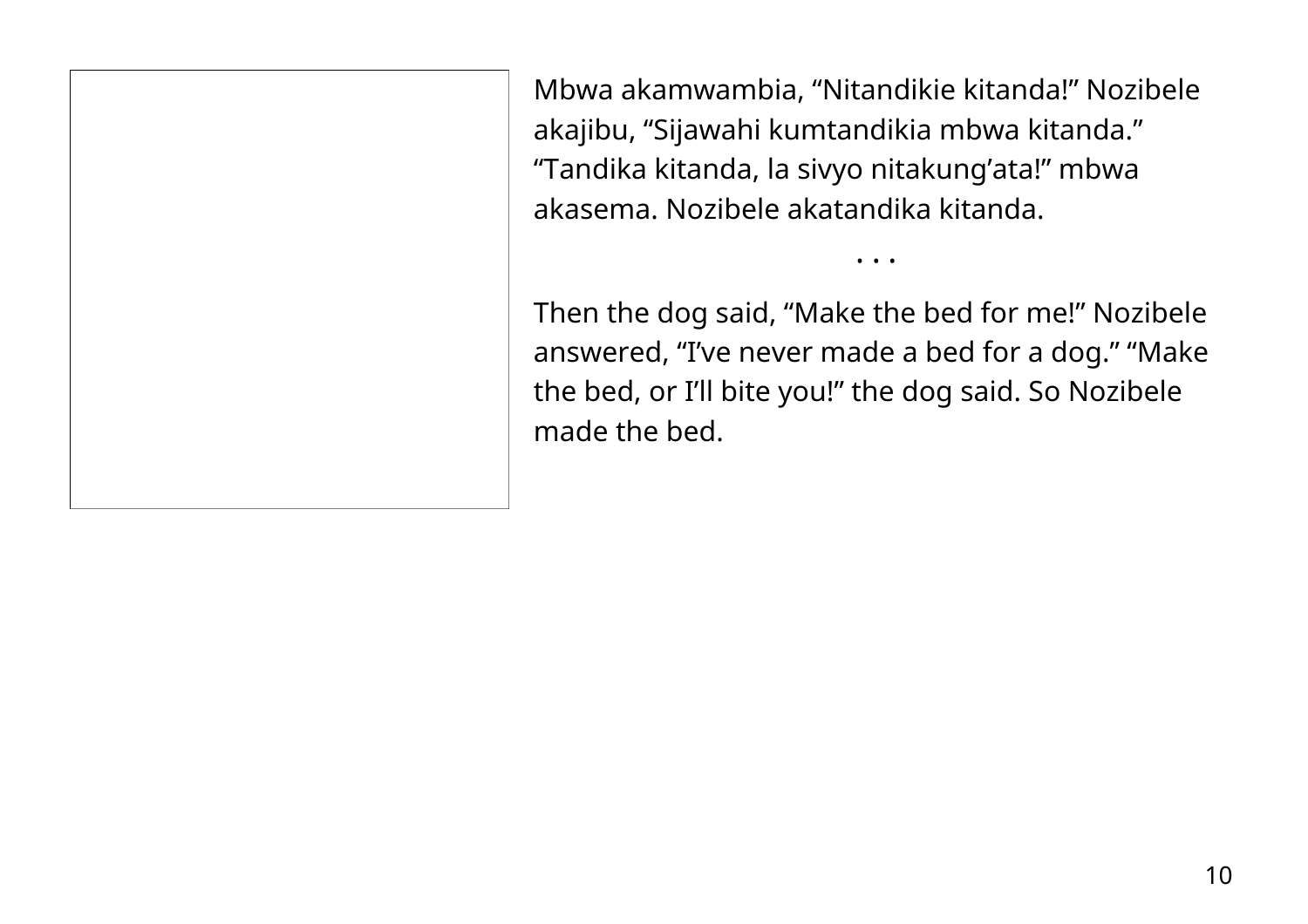Mbwa akamwambia, “Nitandikie kitanda!” Nozibele akajibu, “Sijawahi kumtandikia mbwa kitanda.” “Tandika kitanda, la sivyo nitakung’ata!” mbwa akasema. Nozibele akatandika kitanda.

• • •

Then the dog said, “Make the bed for me!” Nozibele answered, “I’ve never made a bed for a dog.” “Make the bed, or I’ll bite you!” the dog said. So Nozibele made the bed.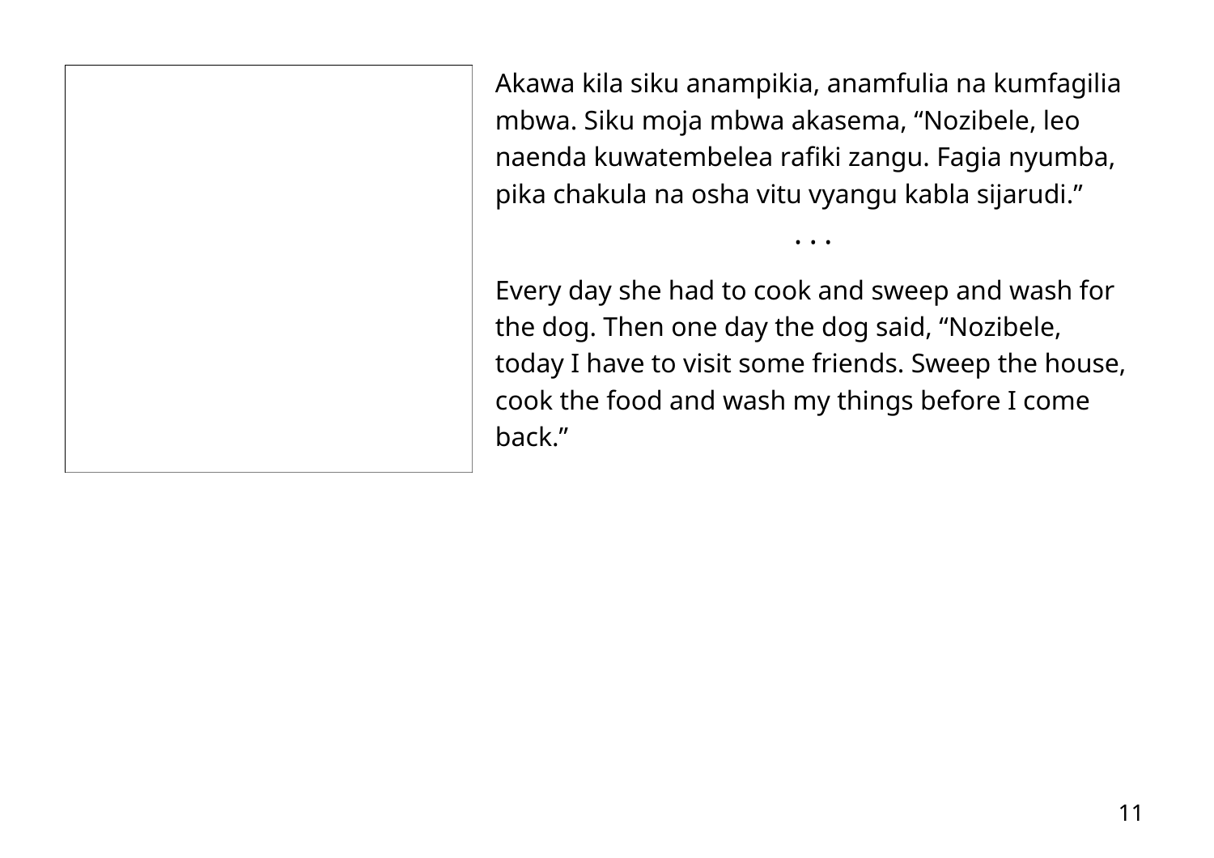Akawa kila siku anampikia, anamfulia na kumfagilia mbwa. Siku moja mbwa akasema, “Nozibele, leo naenda kuwatembelea rafiki zangu. Fagia nyumba, pika chakula na osha vitu vyangu kabla sijarudi.”

• • •

Every day she had to cook and sweep and wash for the dog. Then one day the dog said, “Nozibele, today I have to visit some friends. Sweep the house, cook the food and wash my things before I come back.”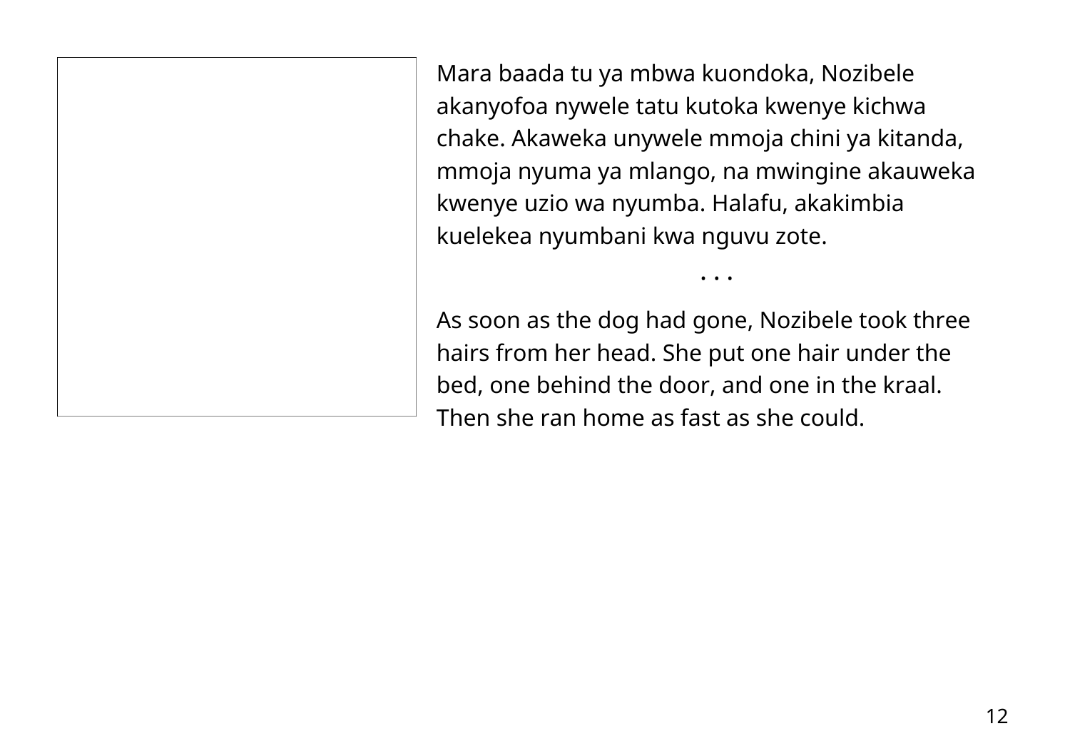Mara baada tu ya mbwa kuondoka, Nozibele akanyofoa nywele tatu kutoka kwenye kichwa chake. Akaweka unywele mmoja chini ya kitanda, mmoja nyuma ya mlango, na mwingine akauweka kwenye uzio wa nyumba. Halafu, akakimbia kuelekea nyumbani kwa nguvu zote.

• • •

As soon as the dog had gone, Nozibele took three hairs from her head. She put one hair under the bed, one behind the door, and one in the kraal. Then she ran home as fast as she could.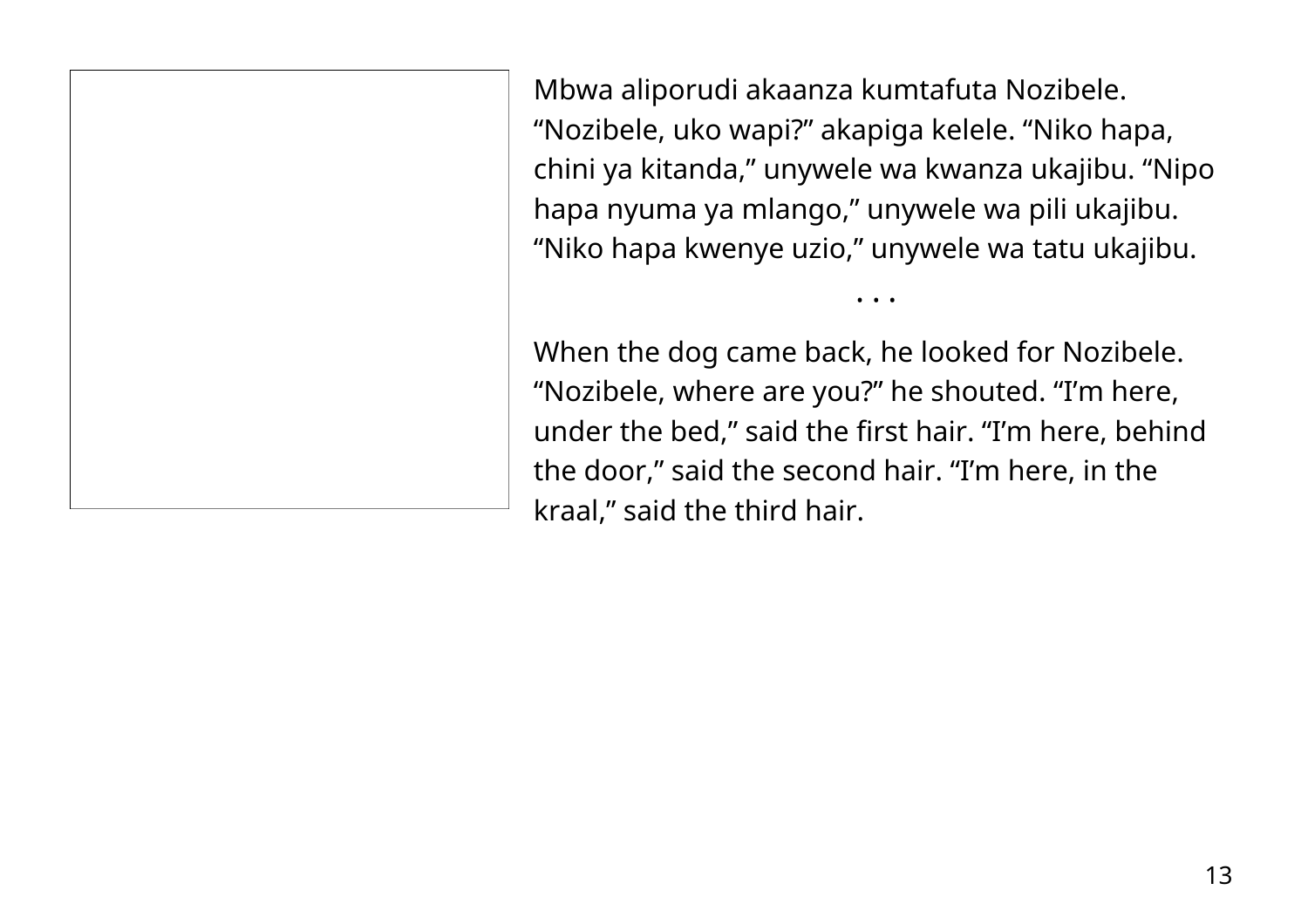Mbwa aliporudi akaanza kumtafuta Nozibele. “Nozibele, uko wapi?” akapiga kelele. “Niko hapa, chini ya kitanda,” unywele wa kwanza ukajibu. “Nipo hapa nyuma ya mlango,” unywele wa pili ukajibu. “Niko hapa kwenye uzio,” unywele wa tatu ukajibu.

• • •

When the dog came back, he looked for Nozibele. “Nozibele, where are you?” he shouted. “I’m here, under the bed,” said the first hair. “I’m here, behind the door,” said the second hair. “I’m here, in the kraal,” said the third hair.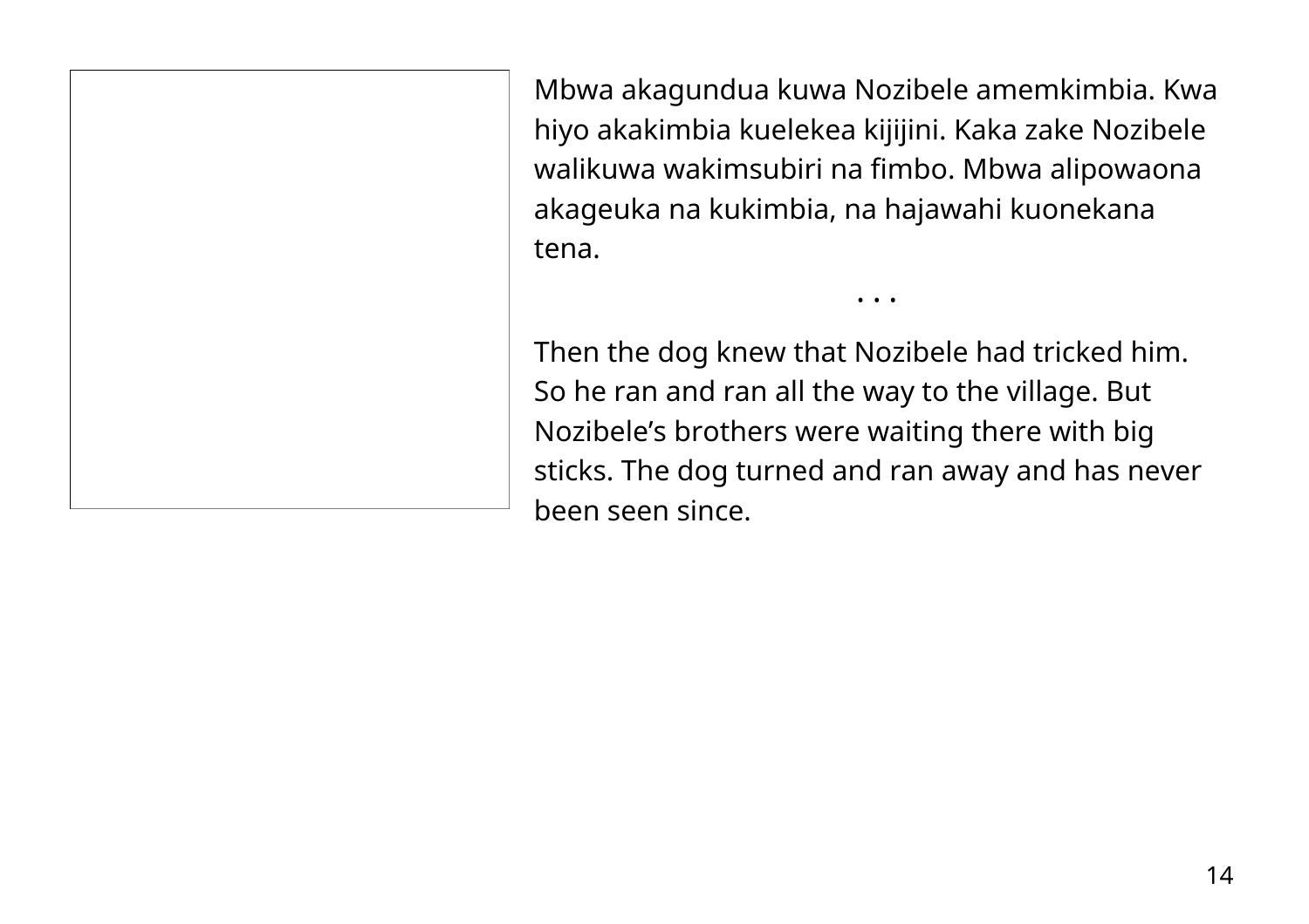Mbwa akagundua kuwa Nozibele amemkimbia. Kwa hiyo akakimbia kuelekea kijijini. Kaka zake Nozibele walikuwa wakimsubiri na fimbo. Mbwa alipowaona akageuka na kukimbia, na hajawahi kuonekana tena.

• • •

Then the dog knew that Nozibele had tricked him. So he ran and ran all the way to the village. But Nozibele’s brothers were waiting there with big sticks. The dog turned and ran away and has never been seen since.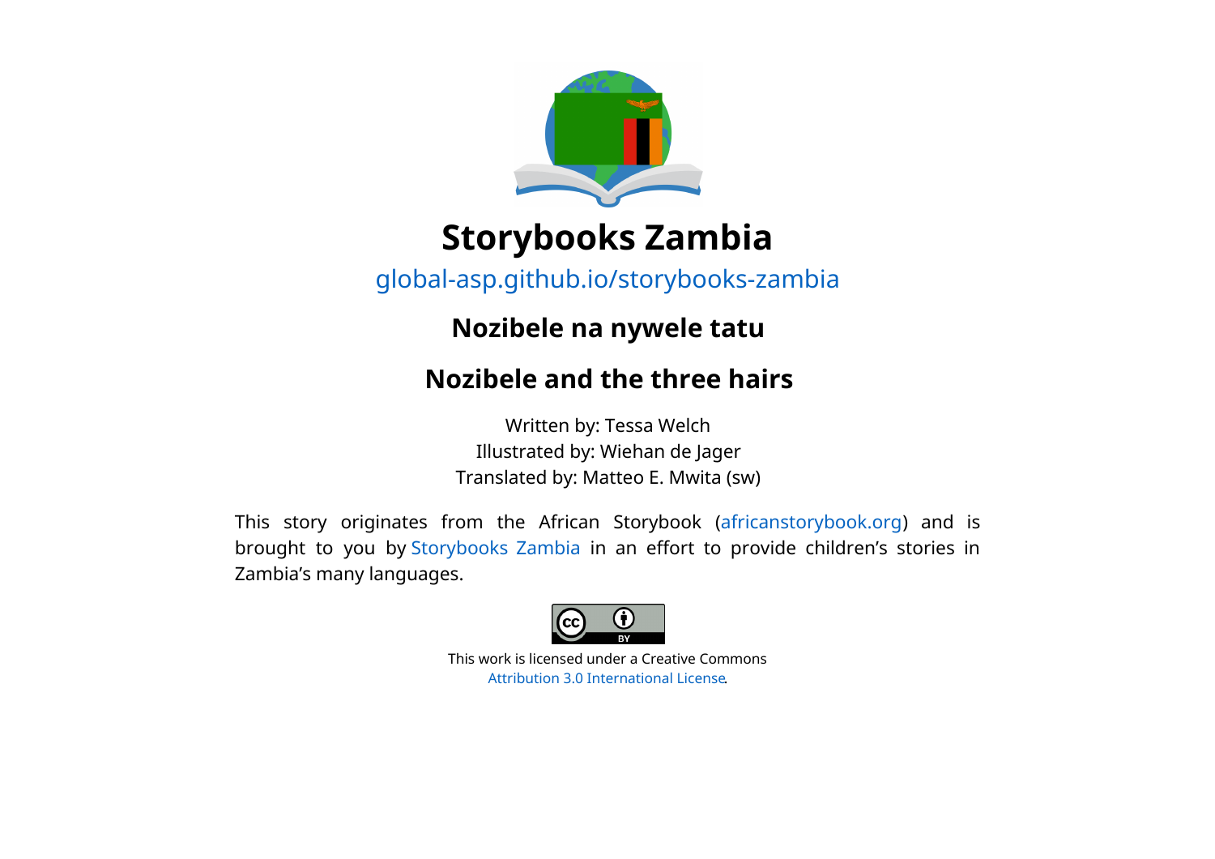# Storybooks Zambia

global-asp.github.io/storybooks-zambia

## Nozibele na nywele tatu

## Nozibele and the three hairs

Written by: Tessa Welch
Illustrated by: Wiehan de Jager
Translated by: Matteo E. Mwita (sw)

This story originates from the African Storybook (africanstorybook.org) and is brought to you by Storybooks Zambia in an effort to provide children's stories in Zambia's many languages.

This work is licensed under a Creative Commons Attribution 3.0 International License.